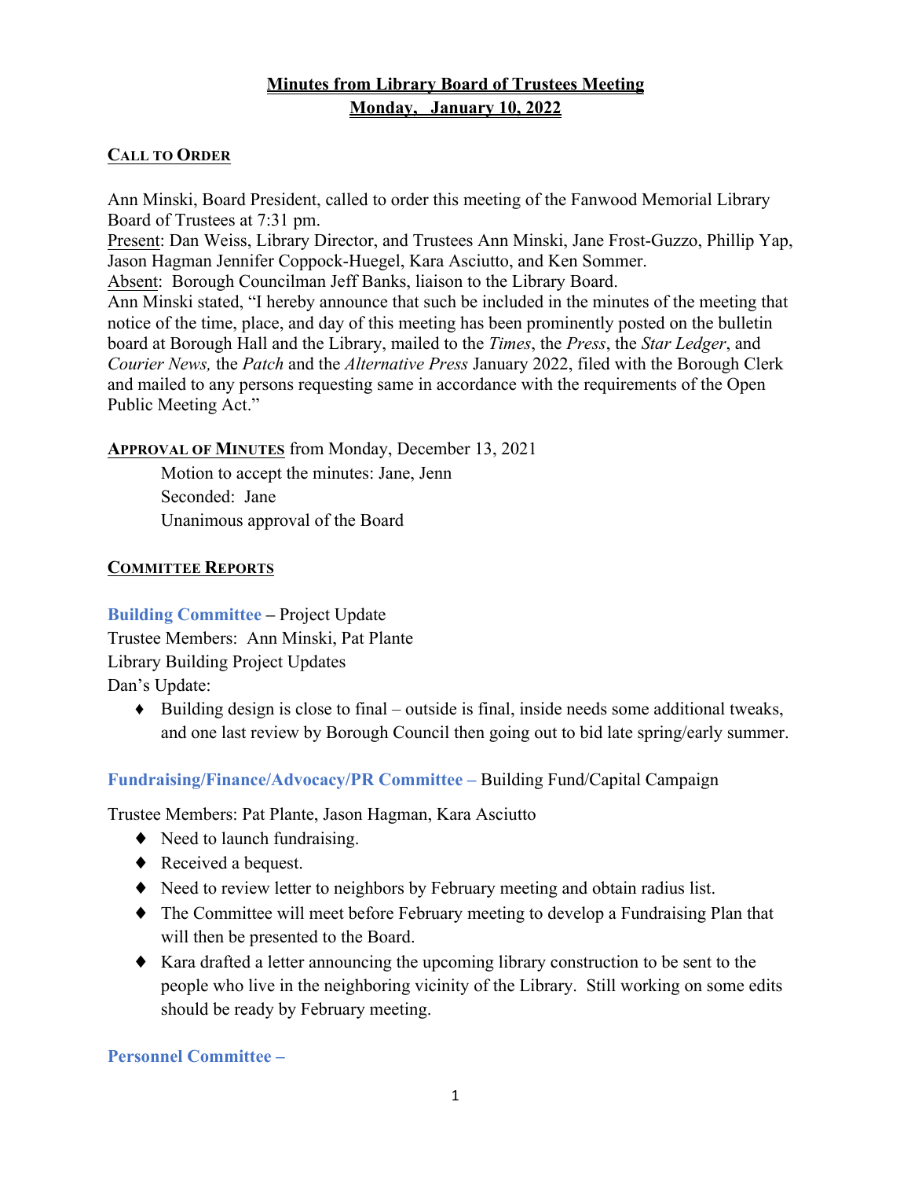# Minutes from Library Board of Trustees Meeting
## Monday, January 10, 2022

### CALL TO ORDER

Ann Minski, Board President, called to order this meeting of the Fanwood Memorial Library Board of Trustees at 7:31 pm.
Present: Dan Weiss, Library Director, and Trustees Ann Minski, Jane Frost-Guzzo, Phillip Yap, Jason Hagman Jennifer Coppock-Huegel, Kara Asciutto, and Ken Sommer.
Absent: Borough Councilman Jeff Banks, liaison to the Library Board.
Ann Minski stated, "I hereby announce that such be included in the minutes of the meeting that notice of the time, place, and day of this meeting has been prominently posted on the bulletin board at Borough Hall and the Library, mailed to the *Times*, the *Press*, the *Star Ledger*, and *Courier News,* the *Patch* and the *Alternative Press* January 2022, filed with the Borough Clerk and mailed to any persons requesting same in accordance with the requirements of the Open Public Meeting Act."

### APPROVAL OF MINUTES from Monday, December 13, 2021

Motion to accept the minutes: Jane, Jenn
Seconded: Jane
Unanimous approval of the Board

### COMMITTEE REPORTS

**Building Committee** – Project Update
Trustee Members: Ann Minski, Pat Plante
Library Building Project Updates
Dan's Update:

- Building design is close to final – outside is final, inside needs some additional tweaks, and one last review by Borough Council then going out to bid late spring/early summer.

**Fundraising/Finance/Advocacy/PR Committee** – Building Fund/Capital Campaign

Trustee Members: Pat Plante, Jason Hagman, Kara Asciutto

- Need to launch fundraising.
- Received a bequest.
- Need to review letter to neighbors by February meeting and obtain radius list.
- The Committee will meet before February meeting to develop a Fundraising Plan that will then be presented to the Board.
- Kara drafted a letter announcing the upcoming library construction to be sent to the people who live in the neighboring vicinity of the Library. Still working on some edits should be ready by February meeting.

**Personnel Committee** –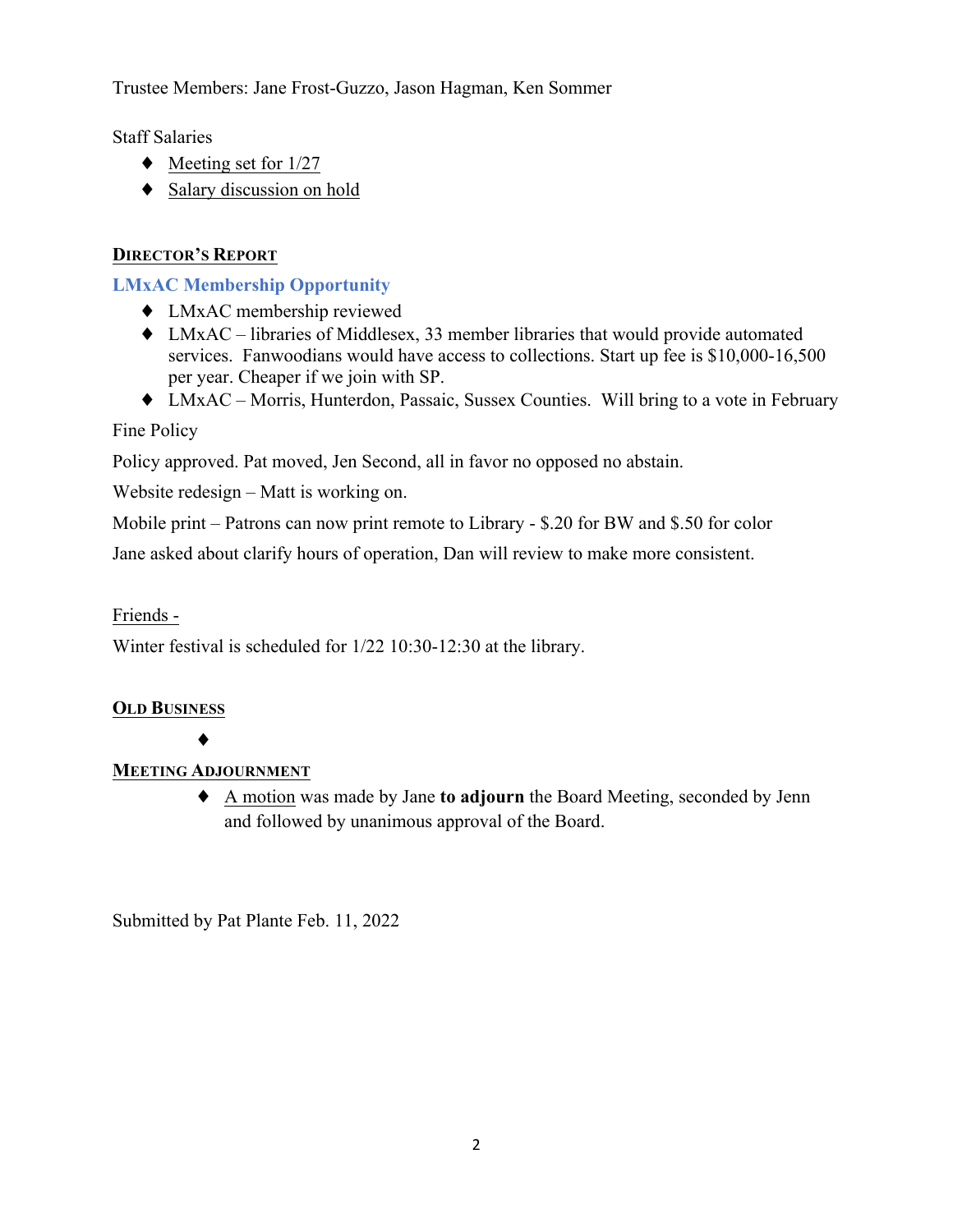Trustee Members: Jane Frost-Guzzo, Jason Hagman, Ken Sommer

Staff Salaries

- Meeting set for 1/27
- Salary discussion on hold

## DIRECTOR'S REPORT

### LMxAC Membership Opportunity

- LMxAC membership reviewed
- LMxAC – libraries of Middlesex, 33 member libraries that would provide automated services. Fanwoodians would have access to collections. Start up fee is $10,000-16,500 per year. Cheaper if we join with SP.
- LMxAC – Morris, Hunterdon, Passaic, Sussex Counties. Will bring to a vote in February

Fine Policy

Policy approved. Pat moved, Jen Second, all in favor no opposed no abstain.

Website redesign – Matt is working on.

Mobile print – Patrons can now print remote to Library - $.20 for BW and $.50 for color

Jane asked about clarify hours of operation, Dan will review to make more consistent.

Friends -

Winter festival is scheduled for 1/22 10:30-12:30 at the library.

## OLD BUSINESS

- 

## MEETING ADJOURNMENT

- A motion was made by Jane **to adjourn** the Board Meeting, seconded by Jenn and followed by unanimous approval of the Board.

Submitted by Pat Plante Feb. 11, 2022